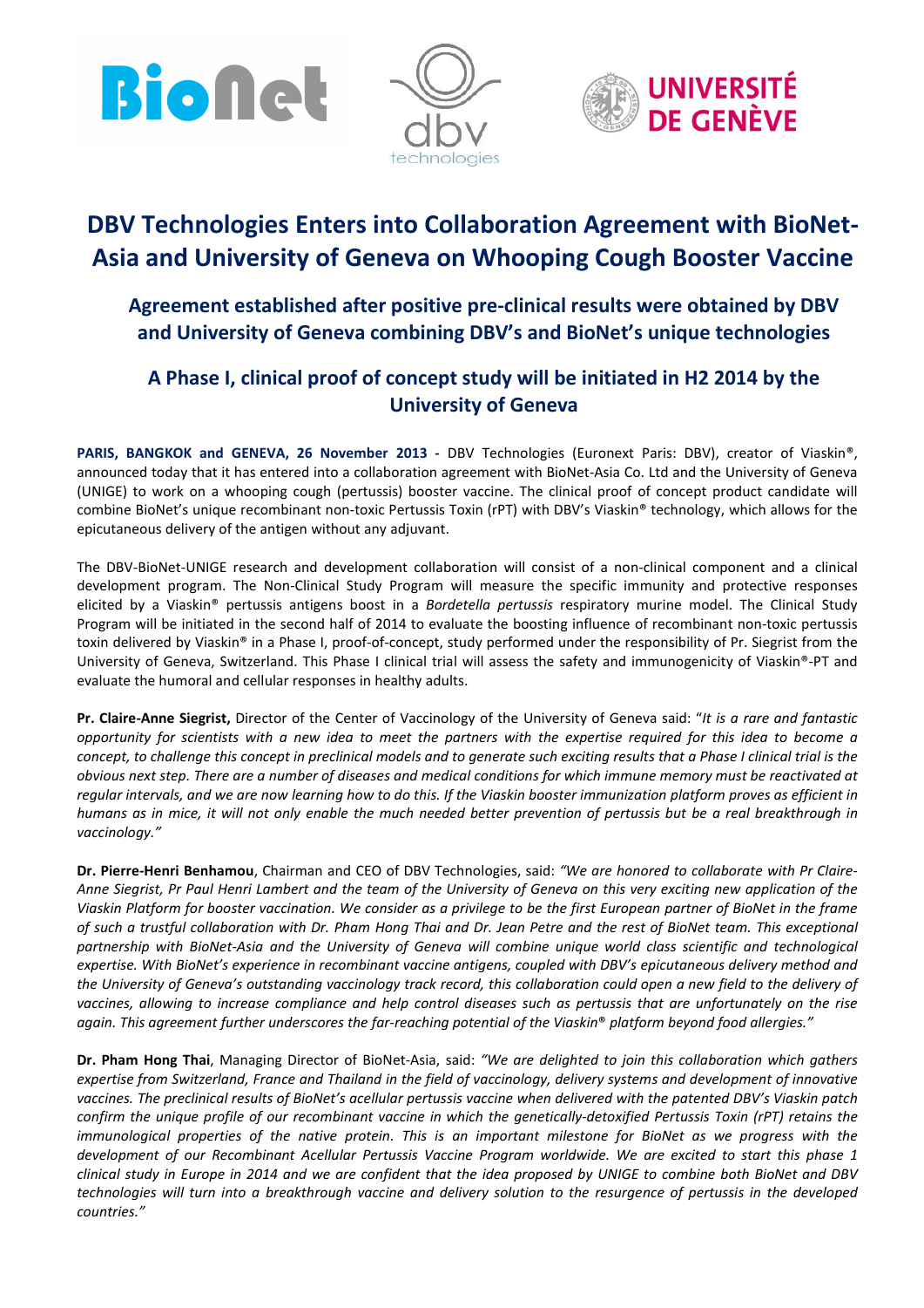# DBV Technologies Enters into Collaboration Agreement with BioNet-Asia and University of Geneva on Whooping Cough Booster Vaccine

## Agreement established after positive pre-clinical results were obtained by DBV and University of Geneva combining DBV's and BioNet's unique technologies

## A Phase I, clinical proof of concept study will be initiated in H2 2014 by the University of Geneva

**PARIS, BANGKOK and GENEVA, 26 November 2013 -** DBV Technologies (Euronext Paris: DBV), creator of Viaskin®, announced today that it has entered into a collaboration agreement with BioNet-Asia Co. Ltd and the University of Geneva (UNIGE) to work on a whooping cough (pertussis) booster vaccine. The clinical proof of concept product candidate will combine BioNet's unique recombinant non-toxic Pertussis Toxin (rPT) with DBV's Viaskin® technology, which allows for the epicutaneous delivery of the antigen without any adjuvant.

The DBV-BioNet-UNIGE research and development collaboration will consist of a non-clinical component and a clinical development program. The Non-Clinical Study Program will measure the specific immunity and protective responses elicited by a Viaskin® pertussis antigens boost in a *Bordetella pertussis* respiratory murine model. The Clinical Study Program will be initiated in the second half of 2014 to evaluate the boosting influence of recombinant non-toxic pertussis toxin delivered by Viaskin® in a Phase I, proof-of-concept, study performed under the responsibility of Pr. Siegrist from the University of Geneva, Switzerland. This Phase I clinical trial will assess the safety and immunogenicity of Viaskin®-PT and evaluate the humoral and cellular responses in healthy adults.

**Pr. Claire-Anne Siegrist,** Director of the Center of Vaccinology of the University of Geneva said: "*It is a rare and fantastic opportunity for scientists with a new idea to meet the partners with the expertise required for this idea to become a concept, to challenge this concept in preclinical models and to generate such exciting results that a Phase I clinical trial is the obvious next step. There are a number of diseases and medical conditions for which immune memory must be reactivated at regular intervals, and we are now learning how to do this. If the Viaskin booster immunization platform proves as efficient in humans as in mice, it will not only enable the much needed better prevention of pertussis but be a real breakthrough in vaccinology."*

**Dr. Pierre-Henri Benhamou**, Chairman and CEO of DBV Technologies, said: *"We are honored to collaborate with Pr Claire-Anne Siegrist, Pr Paul Henri Lambert and the team of the University of Geneva on this very exciting new application of the Viaskin Platform for booster vaccination. We consider as a privilege to be the first European partner of BioNet in the frame of such a trustful collaboration with Dr. Pham Hong Thai and Dr. Jean Petre and the rest of BioNet team. This exceptional partnership with BioNet-Asia and the University of Geneva will combine unique world class scientific and technological expertise. With BioNet's experience in recombinant vaccine antigens, coupled with DBV's epicutaneous delivery method and the University of Geneva's outstanding vaccinology track record, this collaboration could open a new field to the delivery of vaccines, allowing to increase compliance and help control diseases such as pertussis that are unfortunately on the rise again. This agreement further underscores the far-reaching potential of the Viaskin® platform beyond food allergies."*

**Dr. Pham Hong Thai**, Managing Director of BioNet-Asia, said: *"We are delighted to join this collaboration which gathers expertise from Switzerland, France and Thailand in the field of vaccinology, delivery systems and development of innovative vaccines. The preclinical results of BioNet's acellular pertussis vaccine when delivered with the patented DBV's Viaskin patch confirm the unique profile of our recombinant vaccine in which the genetically-detoxified Pertussis Toxin (rPT) retains the immunological properties of the native protein. This is an important milestone for BioNet as we progress with the development of our Recombinant Acellular Pertussis Vaccine Program worldwide. We are excited to start this phase 1 clinical study in Europe in 2014 and we are confident that the idea proposed by UNIGE to combine both BioNet and DBV technologies will turn into a breakthrough vaccine and delivery solution to the resurgence of pertussis in the developed countries."*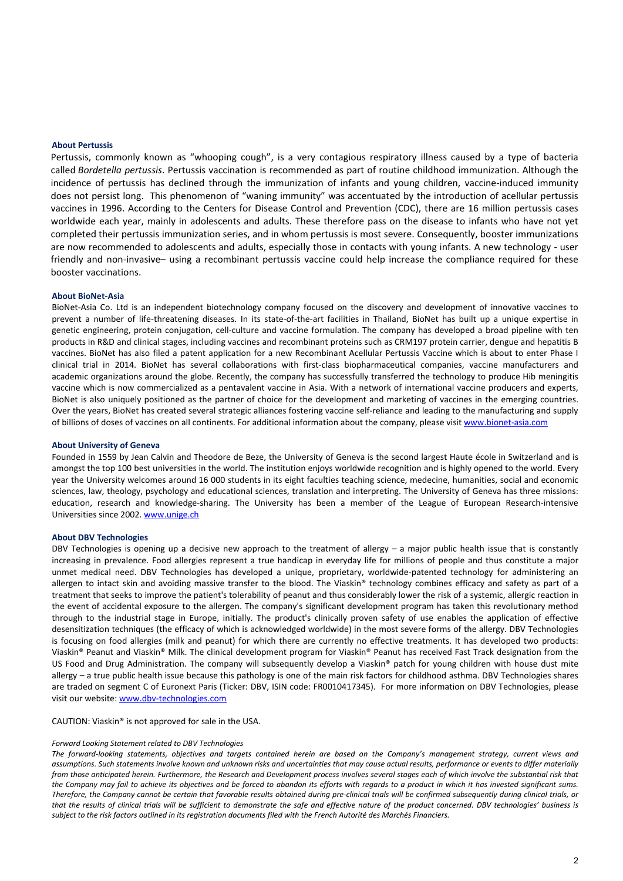### About Pertussis

Pertussis, commonly known as "whooping cough", is a very contagious respiratory illness caused by a type of bacteria called *Bordetella pertussis*. Pertussis vaccination is recommended as part of routine childhood immunization. Although the incidence of pertussis has declined through the immunization of infants and young children, vaccine-induced immunity does not persist long. This phenomenon of "waning immunity" was accentuated by the introduction of acellular pertussis vaccines in 1996. According to the Centers for Disease Control and Prevention (CDC), there are 16 million pertussis cases worldwide each year, mainly in adolescents and adults. These therefore pass on the disease to infants who have not yet completed their pertussis immunization series, and in whom pertussis is most severe. Consequently, booster immunizations are now recommended to adolescents and adults, especially those in contacts with young infants. A new technology - user friendly and non-invasive– using a recombinant pertussis vaccine could help increase the compliance required for these booster vaccinations.

### About BioNet-Asia

BioNet-Asia Co. Ltd is an independent biotechnology company focused on the discovery and development of innovative vaccines to prevent a number of life-threatening diseases. In its state-of-the-art facilities in Thailand, BioNet has built up a unique expertise in genetic engineering, protein conjugation, cell-culture and vaccine formulation. The company has developed a broad pipeline with ten products in R&D and clinical stages, including vaccines and recombinant proteins such as CRM197 protein carrier, dengue and hepatitis B vaccines. BioNet has also filed a patent application for a new Recombinant Acellular Pertussis Vaccine which is about to enter Phase I clinical trial in 2014. BioNet has several collaborations with first-class biopharmaceutical companies, vaccine manufacturers and academic organizations around the globe. Recently, the company has successfully transferred the technology to produce Hib meningitis vaccine which is now commercialized as a pentavalent vaccine in Asia. With a network of international vaccine producers and experts, BioNet is also uniquely positioned as the partner of choice for the development and marketing of vaccines in the emerging countries. Over the years, BioNet has created several strategic alliances fostering vaccine self-reliance and leading to the manufacturing and supply of billions of doses of vaccines on all continents. For additional information about the company, please visit www.bionet-asia.com

### About University of Geneva

Founded in 1559 by Jean Calvin and Theodore de Beze, the University of Geneva is the second largest Haute école in Switzerland and is amongst the top 100 best universities in the world. The institution enjoys worldwide recognition and is highly opened to the world. Every year the University welcomes around 16 000 students in its eight faculties teaching science, medecine, humanities, social and economic sciences, law, theology, psychology and educational sciences, translation and interpreting. The University of Geneva has three missions: education, research and knowledge-sharing. The University has been a member of the League of European Research-intensive Universities since 2002. www.unige.ch

### About DBV Technologies

DBV Technologies is opening up a decisive new approach to the treatment of allergy – a major public health issue that is constantly increasing in prevalence. Food allergies represent a true handicap in everyday life for millions of people and thus constitute a major unmet medical need. DBV Technologies has developed a unique, proprietary, worldwide-patented technology for administering an allergen to intact skin and avoiding massive transfer to the blood. The Viaskin® technology combines efficacy and safety as part of a treatment that seeks to improve the patient's tolerability of peanut and thus considerably lower the risk of a systemic, allergic reaction in the event of accidental exposure to the allergen. The company's significant development program has taken this revolutionary method through to the industrial stage in Europe, initially. The product's clinically proven safety of use enables the application of effective desensitization techniques (the efficacy of which is acknowledged worldwide) in the most severe forms of the allergy. DBV Technologies is focusing on food allergies (milk and peanut) for which there are currently no effective treatments. It has developed two products: Viaskin® Peanut and Viaskin® Milk. The clinical development program for Viaskin® Peanut has received Fast Track designation from the US Food and Drug Administration. The company will subsequently develop a Viaskin® patch for young children with house dust mite allergy – a true public health issue because this pathology is one of the main risk factors for childhood asthma. DBV Technologies shares are traded on segment C of Euronext Paris (Ticker: DBV, ISIN code: FR0010417345). For more information on DBV Technologies, please visit our website: www.dbv-technologies.com

CAUTION: Viaskin® is not approved for sale in the USA.

*Forward Looking Statement related to DBV Technologies*

*The forward-looking statements, objectives and targets contained herein are based on the Company's management strategy, current views and assumptions. Such statements involve known and unknown risks and uncertainties that may cause actual results, performance or events to differ materially from those anticipated herein. Furthermore, the Research and Development process involves several stages each of which involve the substantial risk that the Company may fail to achieve its objectives and be forced to abandon its efforts with regards to a product in which it has invested significant sums. Therefore, the Company cannot be certain that favorable results obtained during pre-clinical trials will be confirmed subsequently during clinical trials, or that the results of clinical trials will be sufficient to demonstrate the safe and effective nature of the product concerned. DBV technologies' business is subject to the risk factors outlined in its registration documents filed with the French Autorité des Marchés Financiers.*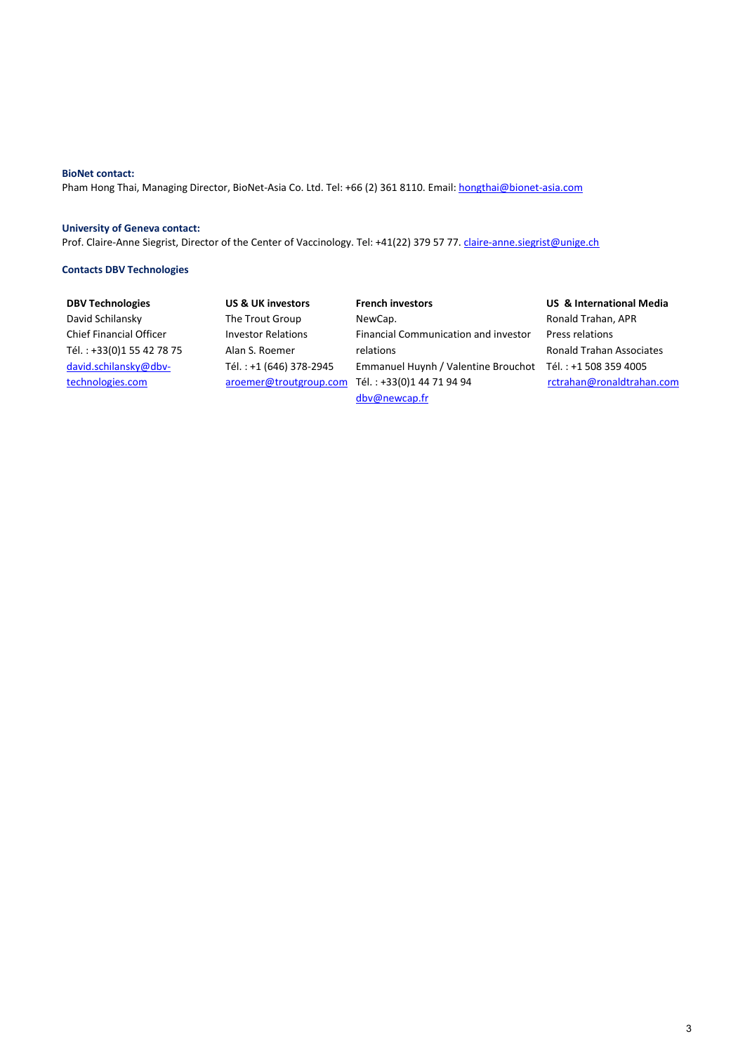**BioNet contact:**

Pham Hong Thai, Managing Director, BioNet-Asia Co. Ltd. Tel: +66 (2) 361 8110. Email: hongthai@bionet-asia.com

**University of Geneva contact:**

Prof. Claire-Anne Siegrist, Director of the Center of Vaccinology. Tel: +41(22) 379 57 77. claire-anne.siegrist@unige.ch

**Contacts DBV Technologies**

| **DBV Technologies** | **US & UK investors** | **French investors** | **US & International Media** |
|---|---|---|---|
| David Schilansky<br>Chief Financial Officer<br>Tél. : +33(0)1 55 42 78 75<br>david.schilansky@dbv-technologies.com | The Trout Group<br>Investor Relations<br>Alan S. Roemer<br>Tél. : +1 (646) 378-2945<br>aroemer@troutgroup.com | NewCap.<br>Financial Communication and investor relations<br>Emmanuel Huynh / Valentine Brouchot<br>Tél. : +33(0)1 44 71 94 94<br>dbv@newcap.fr | Ronald Trahan, APR<br>Press relations<br>Ronald Trahan Associates<br>Tél. : +1 508 359 4005<br>rctrahan@ronaldtrahan.com |